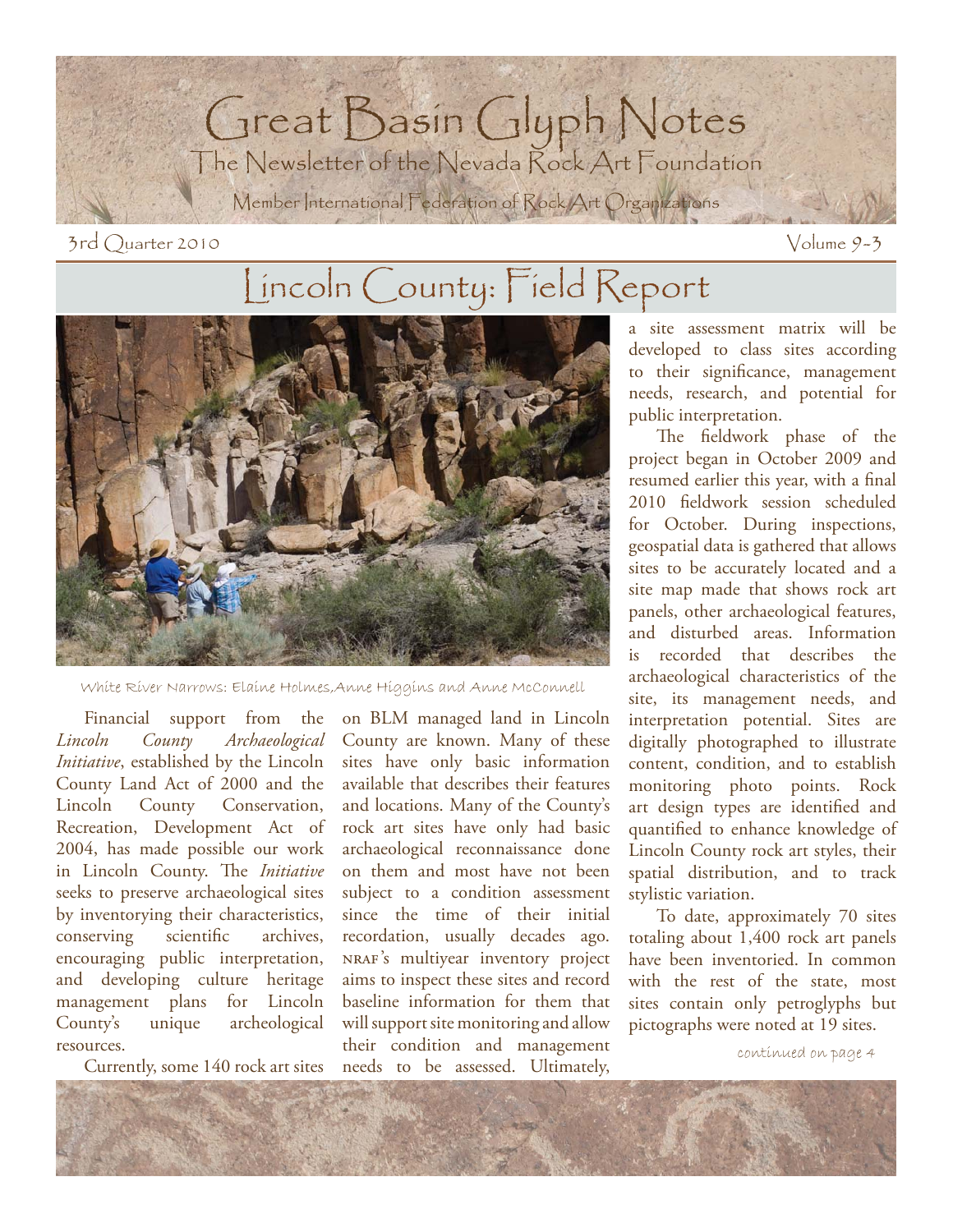# Great Basin Glyph Notes

## The Newsletter of the Nevada Rock Art Foundation

Member International Federation of Rock Art Organizations

3rd Quarter 2010 Volume 9-3

# Lincoln County: Field Report

White River Narrows: Elaine Holmes, Anne Higgins and Anne McConnell

Financial support from the *Lincoln County Archaeological Initiative*, established by the Lincoln County Land Act of 2000 and the Lincoln County Conservation, Recreation, Development Act of 2004, has made possible our work in Lincoln County. The *Initiative* seeks to preserve archaeological sites by inventorying their characteristics, conserving scientific archives, encouraging public interpretation, and developing culture heritage management plans for Lincoln County's unique archeological resources.

Currently, some 140 rock art sites on BLM managed land in Lincoln County are known. Many of these sites have only basic information available that describes their features and locations. Many of the County's rock art sites have only had basic archaeological reconnaissance done on them and most have not been subject to a condition assessment since the time of their initial recordation, usually decades ago. NRAF's multiyear inventory project aims to inspect these sites and record baseline information for them that will support site monitoring and allow their condition and management needs to be assessed. Ultimately, a site assessment matrix will be developed to class sites according to their significance, management needs, research, and potential for public interpretation.

The fieldwork phase of the project began in October 2009 and resumed earlier this year, with a final 2010 fieldwork session scheduled for October. During inspections, geospatial data is gathered that allows sites to be accurately located and a site map made that shows rock art panels, other archaeological features, and disturbed areas. Information is recorded that describes the archaeological characteristics of the site, its management needs, and interpretation potential. Sites are digitally photographed to illustrate content, condition, and to establish monitoring photo points. Rock art design types are identified and quantified to enhance knowledge of Lincoln County rock art styles, their spatial distribution, and to track stylistic variation.

To date, approximately 70 sites totaling about 1,400 rock art panels have been inventoried. In common with the rest of the state, most sites contain only petroglyphs but pictographs were noted at 19 sites.

*continued on page 4*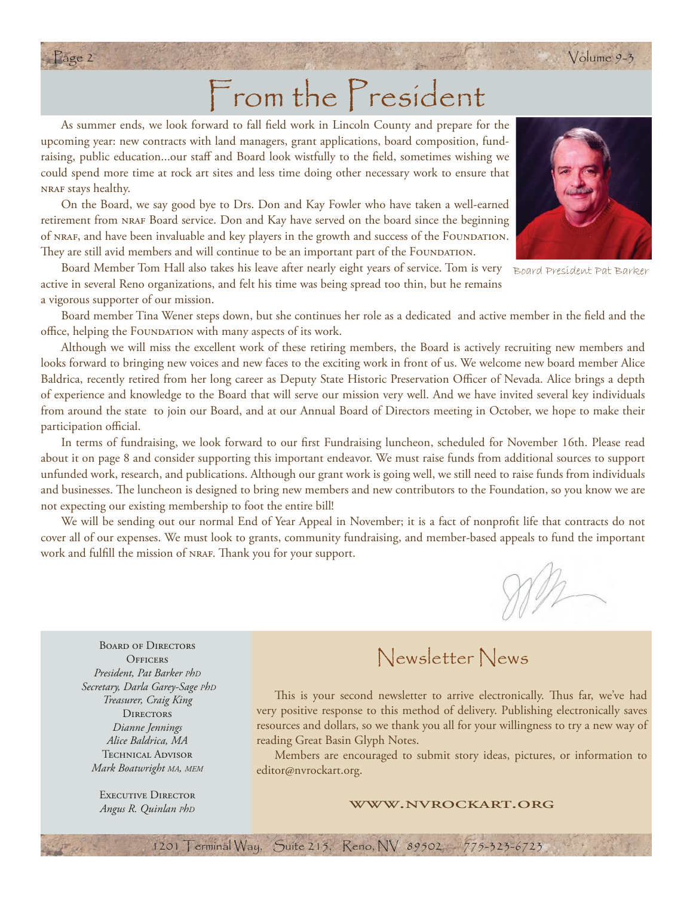# From the President

As summer ends, we look forward to fall field work in Lincoln County and prepare for the upcoming year: new contracts with land managers, grant applications, board composition, fundraising, public education...our staff and Board look wistfully to the field, sometimes wishing we could spend more time at rock art sites and less time doing other necessary work to ensure that NRAF stays healthy.

On the Board, we say good bye to Drs. Don and Kay Fowler who have taken a well-earned retirement from NRAF Board service. Don and Kay have served on the board since the beginning of NRAF, and have been invaluable and key players in the growth and success of the FOUNDATION. They are still avid members and will continue to be an important part of the FOUNDATION.

Board President Pat Barker

Board Member Tom Hall also takes his leave after nearly eight years of service. Tom is very active in several Reno organizations, and felt his time was being spread too thin, but he remains a vigorous supporter of our mission.

Board member Tina Wener steps down, but she continues her role as a dedicated and active member in the field and the office, helping the FOUNDATION with many aspects of its work.

Although we will miss the excellent work of these retiring members, the Board is actively recruiting new members and looks forward to bringing new voices and new faces to the exciting work in front of us. We welcome new board member Alice Baldrica, recently retired from her long career as Deputy State Historic Preservation Officer of Nevada. Alice brings a depth of experience and knowledge to the Board that will serve our mission very well. And we have invited several key individuals from around the state to join our Board, and at our Annual Board of Directors meeting in October, we hope to make their participation official.

In terms of fundraising, we look forward to our first Fundraising luncheon, scheduled for November 16th. Please read about it on page 8 and consider supporting this important endeavor. We must raise funds from additional sources to support unfunded work, research, and publications. Although our grant work is going well, we still need to raise funds from individuals and businesses. The luncheon is designed to bring new members and new contributors to the Foundation, so you know we are not expecting our existing membership to foot the entire bill!

We will be sending out our normal End of Year Appeal in November; it is a fact of nonprofit life that contracts do not cover all of our expenses. We must look to grants, community fundraising, and member-based appeals to fund the important work and fulfill the mission of NRAF. Thank you for your support.

---

BOARD OF DIRECTORS
OFFICERS
*President, Pat Barker PhD*
*Secretary, Darla Garey-Sage PhD*
*Treasurer, Craig King*
DIRECTORS
*Dianne Jennings*
*Alice Baldrica, MA*
TECHNICAL ADVISOR
*Mark Boatwright MA, MEM*

EXECUTIVE DIRECTOR
*Angus R. Quinlan PhD*

## Newsletter News

This is your second newsletter to arrive electronically. Thus far, we've had very positive response to this method of delivery. Publishing electronically saves resources and dollars, so we thank you all for your willingness to try a new way of reading Great Basin Glyph Notes.

Members are encouraged to submit story ideas, pictures, or information to editor@nvrockart.org.

**WWW.NVROCKART.ORG**

1201 Terminal Way, Suite 215, Reno, NV 89502 775-323-6723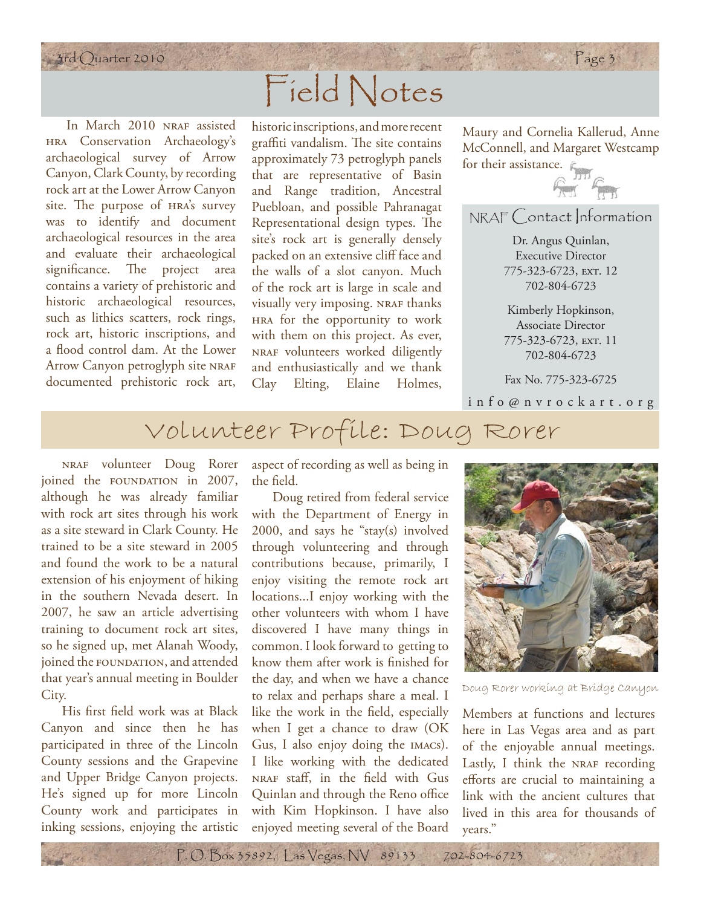# Field Notes

In March 2010 NRAF assisted HRA Conservation Archaeology's archaeological survey of Arrow Canyon, Clark County, by recording rock art at the Lower Arrow Canyon site. The purpose of HRA's survey was to identify and document archaeological resources in the area and evaluate their archaeological significance. The project area contains a variety of prehistoric and historic archaeological resources, such as lithics scatters, rock rings, rock art, historic inscriptions, and a flood control dam. At the Lower Arrow Canyon petroglyph site NRAF documented prehistoric rock art, historic inscriptions, and more recent graffiti vandalism. The site contains approximately 73 petroglyph panels that are representative of Basin and Range tradition, Ancestral Puebloan, and possible Pahranagat Representational design types. The site's rock art is generally densely packed on an extensive cliff face and the walls of a slot canyon. Much of the rock art is large in scale and visually very imposing. NRAF thanks HRA for the opportunity to work with them on this project. As ever, NRAF volunteers worked diligently and enthusiastically and we thank Clay Elting, Elaine Holmes, Maury and Cornelia Kallerud, Anne McConnell, and Margaret Westcamp for their assistance.

## NRAF Contact Information

Dr. Angus Quinlan,
Executive Director
775-323-6723, EXT. 12
702-804-6723

Kimberly Hopkinson,
Associate Director
775-323-6723, EXT. 11
702-804-6723

Fax No. 775-323-6725

info@nvrockart.org

# Volunteer Profile: Doug Rorer

NRAF volunteer Doug Rorer joined the FOUNDATION in 2007, although he was already familiar with rock art sites through his work as a site steward in Clark County. He trained to be a site steward in 2005 and found the work to be a natural extension of his enjoyment of hiking in the southern Nevada desert. In 2007, he saw an article advertising training to document rock art sites, so he signed up, met Alanah Woody, joined the FOUNDATION, and attended that year's annual meeting in Boulder City.

His first field work was at Black Canyon and since then he has participated in three of the Lincoln County sessions and the Grapevine and Upper Bridge Canyon projects. He's signed up for more Lincoln County work and participates in inking sessions, enjoying the artistic aspect of recording as well as being in the field.

Doug retired from federal service with the Department of Energy in 2000, and says he "stay(s) involved through volunteering and through contributions because, primarily, I enjoy visiting the remote rock art locations...I enjoy working with the other volunteers with whom I have discovered I have many things in common. I look forward to getting to know them after work is finished for the day, and when we have a chance to relax and perhaps share a meal. I like the work in the field, especially when I get a chance to draw (OK Gus, I also enjoy doing the IMACs). I like working with the dedicated NRAF staff, in the field with Gus Quinlan and through the Reno office with Kim Hopkinson. I have also enjoyed meeting several of the Board Members at functions and lectures here in Las Vegas area and as part of the enjoyable annual meetings. Lastly, I think the NRAF recording efforts are crucial to maintaining a link with the ancient cultures that lived in this area for thousands of years."

Doug Rorer working at Bridge Canyon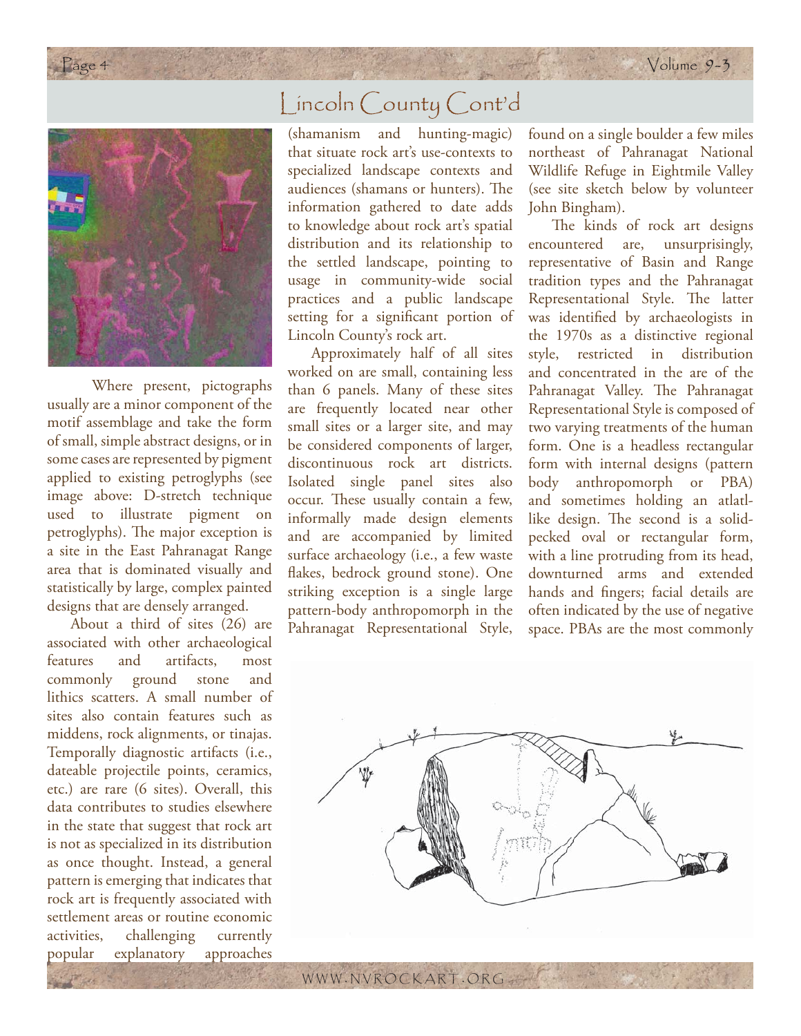## Lincoln County Cont'd

Where present, pictographs usually are a minor component of the motif assemblage and take the form of small, simple abstract designs, or in some cases are represented by pigment applied to existing petroglyphs (see image above: D-stretch technique used to illustrate pigment on petroglyphs). The major exception is a site in the East Pahranagat Range area that is dominated visually and statistically by large, complex painted designs that are densely arranged.

About a third of sites (26) are associated with other archaeological features and artifacts, most commonly ground stone and lithics scatters. A small number of sites also contain features such as middens, rock alignments, or tinajas. Temporally diagnostic artifacts (i.e., dateable projectile points, ceramics, etc.) are rare (6 sites). Overall, this data contributes to studies elsewhere in the state that suggest that rock art is not as specialized in its distribution as once thought. Instead, a general pattern is emerging that indicates that rock art is frequently associated with settlement areas or routine economic activities, challenging currently popular explanatory approaches (shamanism and hunting-magic) that situate rock art's use-contexts to specialized landscape contexts and audiences (shamans or hunters). The information gathered to date adds to knowledge about rock art's spatial distribution and its relationship to the settled landscape, pointing to usage in community-wide social practices and a public landscape setting for a significant portion of Lincoln County's rock art.

Approximately half of all sites worked on are small, containing less than 6 panels. Many of these sites are frequently located near other small sites or a larger site, and may be considered components of larger, discontinuous rock art districts. Isolated single panel sites also occur. These usually contain a few, informally made design elements and are accompanied by limited surface archaeology (i.e., a few waste flakes, bedrock ground stone). One striking exception is a single large pattern-body anthropomorph in the Pahranagat Representational Style, found on a single boulder a few miles northeast of Pahranagat National Wildlife Refuge in Eightmile Valley (see site sketch below by volunteer John Bingham).

The kinds of rock art designs encountered are, unsurprisingly, representative of Basin and Range tradition types and the Pahranagat Representational Style. The latter was identified by archaeologists in the 1970s as a distinctive regional style, restricted in distribution and concentrated in the are of the Pahranagat Valley. The Pahranagat Representational Style is composed of two varying treatments of the human form. One is a headless rectangular form with internal designs (pattern body anthropomorph or PBA) and sometimes holding an atlatl-like design. The second is a solid-pecked oval or rectangular form, with a line protruding from its head, downturned arms and extended hands and fingers; facial details are often indicated by the use of negative space. PBAs are the most commonly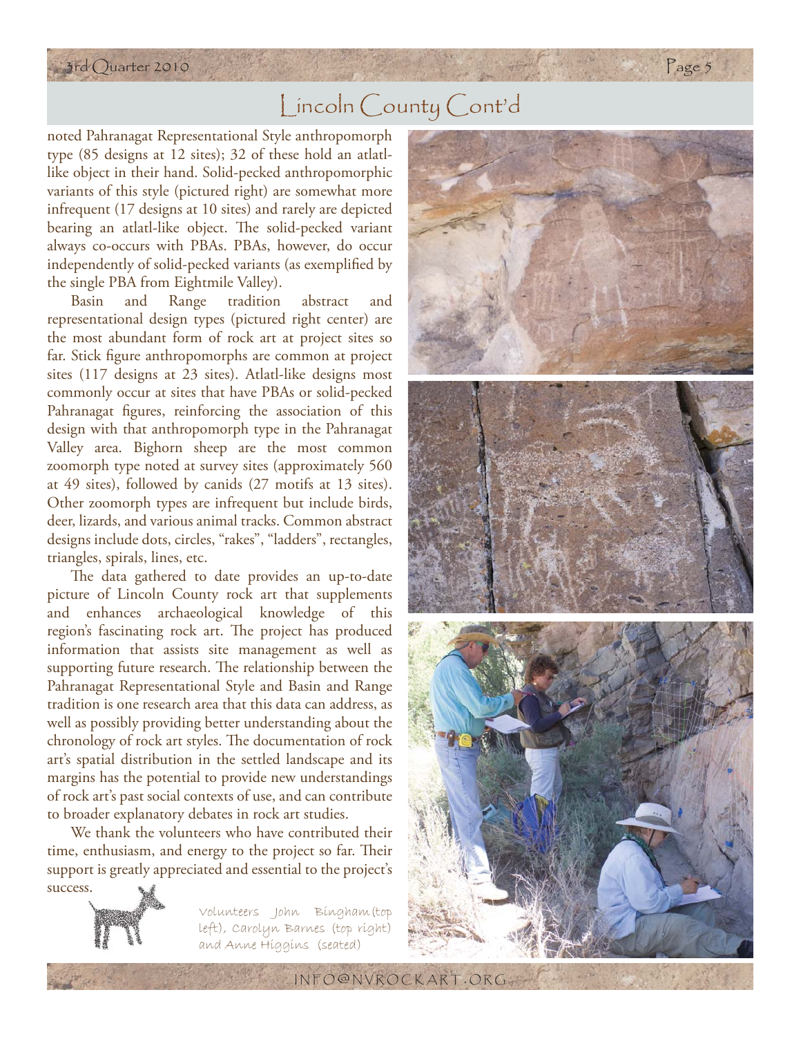## Lincoln County Cont'd

noted Pahranagat Representational Style anthropomorph type (85 designs at 12 sites); 32 of these hold an atlatl-like object in their hand. Solid-pecked anthropomorphic variants of this style (pictured right) are somewhat more infrequent (17 designs at 10 sites) and rarely are depicted bearing an atlatl-like object. The solid-pecked variant always co-occurs with PBAs. PBAs, however, do occur independently of solid-pecked variants (as exemplified by the single PBA from Eightmile Valley).

Basin and Range tradition abstract and representational design types (pictured right center) are the most abundant form of rock art at project sites so far. Stick figure anthropomorphs are common at project sites (117 designs at 23 sites). Atlatl-like designs most commonly occur at sites that have PBAs or solid-pecked Pahranagat figures, reinforcing the association of this design with that anthropomorph type in the Pahranagat Valley area. Bighorn sheep are the most common zoomorph type noted at survey sites (approximately 560 at 49 sites), followed by canids (27 motifs at 13 sites). Other zoomorph types are infrequent but include birds, deer, lizards, and various animal tracks. Common abstract designs include dots, circles, "rakes", "ladders", rectangles, triangles, spirals, lines, etc.

The data gathered to date provides an up-to-date picture of Lincoln County rock art that supplements and enhances archaeological knowledge of this region's fascinating rock art. The project has produced information that assists site management as well as supporting future research. The relationship between the Pahranagat Representational Style and Basin and Range tradition is one research area that this data can address, as well as possibly providing better understanding about the chronology of rock art styles. The documentation of rock art's spatial distribution in the settled landscape and its margins has the potential to provide new understandings of rock art's past social contexts of use, and can contribute to broader explanatory debates in rock art studies.

We thank the volunteers who have contributed their time, enthusiasm, and energy to the project so far. Their support is greatly appreciated and essential to the project's success.

Volunteers John Bingham (top left), Carolyn Barnes (top right) and Anne Higgins (seated)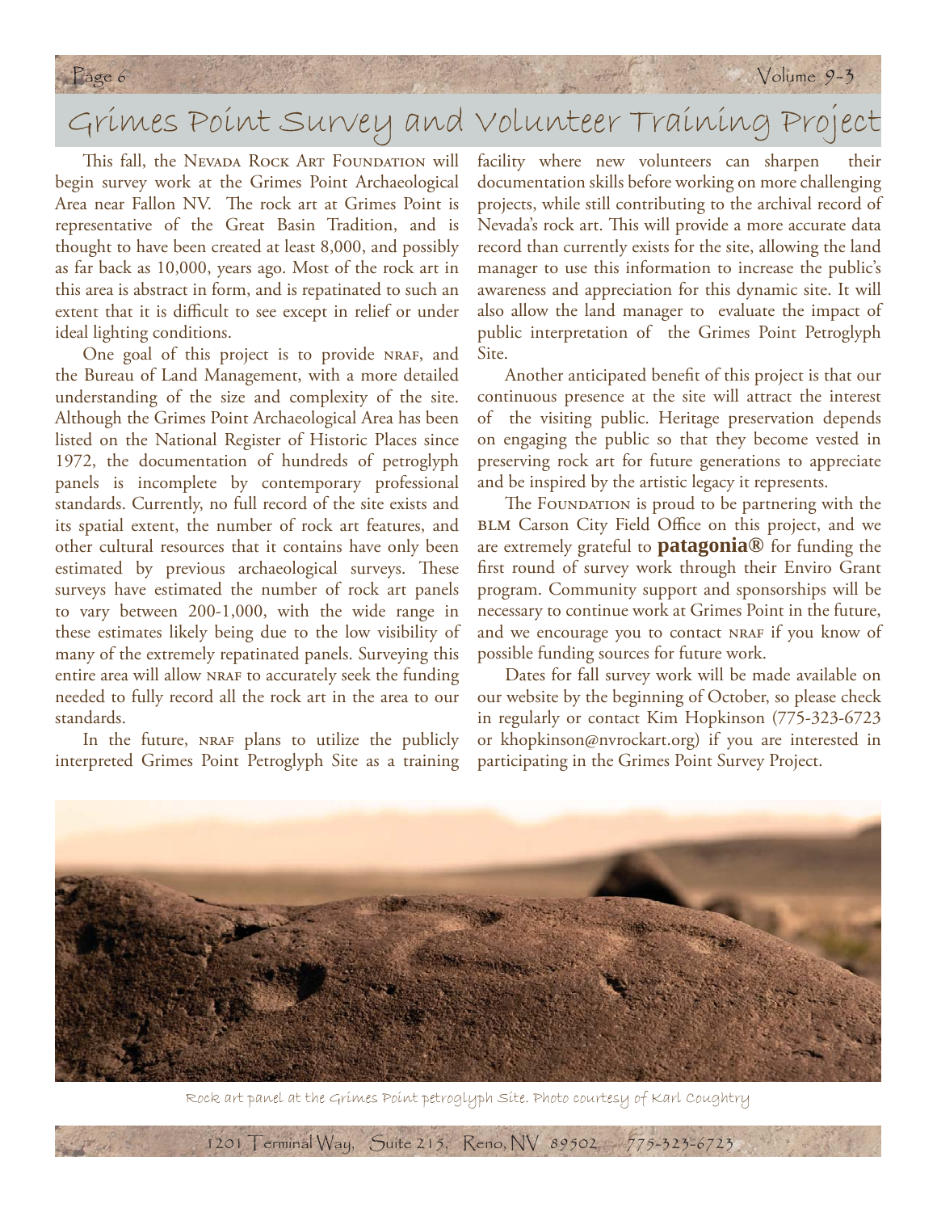# Grimes Point Survey and Volunteer Training Project

This fall, the Nevada Rock Art Foundation will begin survey work at the Grimes Point Archaeological Area near Fallon NV. The rock art at Grimes Point is representative of the Great Basin Tradition, and is thought to have been created at least 8,000, and possibly as far back as 10,000, years ago. Most of the rock art in this area is abstract in form, and is repatinated to such an extent that it is difficult to see except in relief or under ideal lighting conditions.

One goal of this project is to provide NRAF, and the Bureau of Land Management, with a more detailed understanding of the size and complexity of the site. Although the Grimes Point Archaeological Area has been listed on the National Register of Historic Places since 1972, the documentation of hundreds of petroglyph panels is incomplete by contemporary professional standards. Currently, no full record of the site exists and its spatial extent, the number of rock art features, and other cultural resources that it contains have only been estimated by previous archaeological surveys. These surveys have estimated the number of rock art panels to vary between 200-1,000, with the wide range in these estimates likely being due to the low visibility of many of the extremely repatinated panels. Surveying this entire area will allow NRAF to accurately seek the funding needed to fully record all the rock art in the area to our standards.

In the future, NRAF plans to utilize the publicly interpreted Grimes Point Petroglyph Site as a training facility where new volunteers can sharpen their documentation skills before working on more challenging projects, while still contributing to the archival record of Nevada's rock art. This will provide a more accurate data record than currently exists for the site, allowing the land manager to use this information to increase the public's awareness and appreciation for this dynamic site. It will also allow the land manager to evaluate the impact of public interpretation of the Grimes Point Petroglyph Site.

Another anticipated benefit of this project is that our continuous presence at the site will attract the interest of the visiting public. Heritage preservation depends on engaging the public so that they become vested in preserving rock art for future generations to appreciate and be inspired by the artistic legacy it represents.

The Foundation is proud to be partnering with the BLM Carson City Field Office on this project, and we are extremely grateful to **patagonia®** for funding the first round of survey work through their Enviro Grant program. Community support and sponsorships will be necessary to continue work at Grimes Point in the future, and we encourage you to contact NRAF if you know of possible funding sources for future work.

Dates for fall survey work will be made available on our website by the beginning of October, so please check in regularly or contact Kim Hopkinson (775-323-6723 or khopkinson@nvrockart.org) if you are interested in participating in the Grimes Point Survey Project.

Rock art panel at the Grimes Point petroglyph Site. Photo courtesy of Karl Coughtry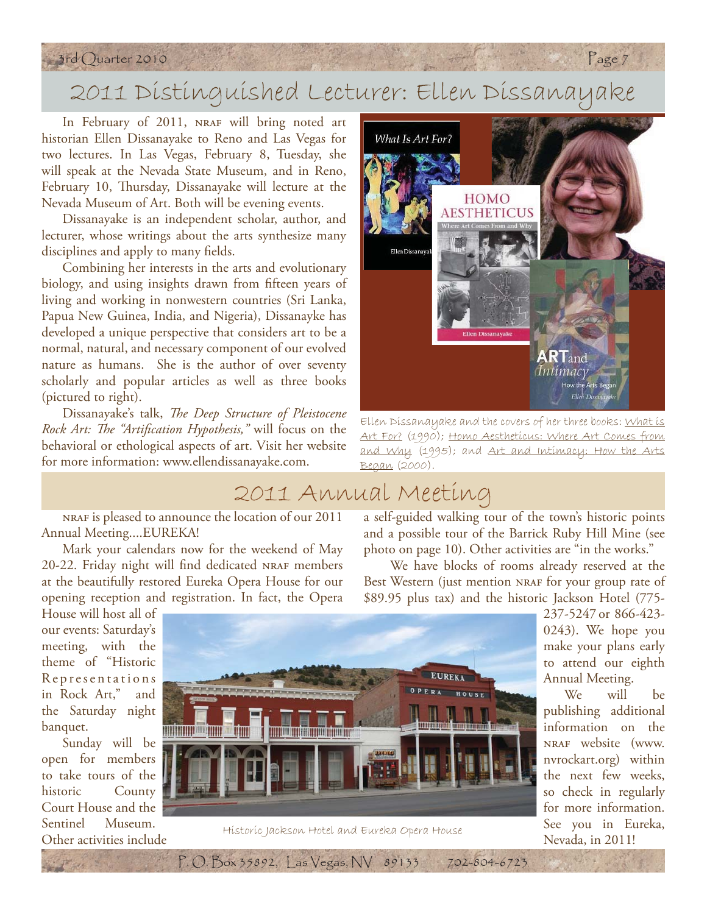## 2011 Distinguished Lecturer: Ellen Dissanayake

In February of 2011, NRAF will bring noted art historian Ellen Dissanayake to Reno and Las Vegas for two lectures. In Las Vegas, February 8, Tuesday, she will speak at the Nevada State Museum, and in Reno, February 10, Thursday, Dissanayake will lecture at the Nevada Museum of Art. Both will be evening events.

Dissanayake is an independent scholar, author, and lecturer, whose writings about the arts synthesize many disciplines and apply to many fields.

Combining her interests in the arts and evolutionary biology, and using insights drawn from fifteen years of living and working in nonwestern countries (Sri Lanka, Papua New Guinea, India, and Nigeria), Dissanayke has developed a unique perspective that considers art to be a normal, natural, and necessary component of our evolved nature as humans. She is the author of over seventy scholarly and popular articles as well as three books (pictured to right).

Dissanayake's talk, *The Deep Structure of Pleistocene Rock Art: The "Artification Hypothesis,"* will focus on the behavioral or ethological aspects of art. Visit her website for more information: www.ellendissanayake.com.

Ellen Dissanayake and the covers of her three books: What is Art For? (1990); Homo Aestheticus: Where Art Comes from and Why (1995); and Art and Intimacy: How the Arts Began (2000).

## 2011 Annual Meeting

NRAF is pleased to announce the location of our 2011 Annual Meeting....EUREKA!

Mark your calendars now for the weekend of May 20-22. Friday night will find dedicated NRAF members at the beautifully restored Eureka Opera House for our opening reception and registration. In fact, the Opera House will host all of our events: Saturday's meeting, with the theme of "Historic Representations in Rock Art," and the Saturday night banquet.

Sunday will be open for members to take tours of the historic County Court House and the Sentinel Museum. Other activities include a self-guided walking tour of the town's historic points and a possible tour of the Barrick Ruby Hill Mine (see photo on page 10). Other activities are "in the works."

We have blocks of rooms already reserved at the Best Western (just mention NRAF for your group rate of $89.95 plus tax) and the historic Jackson Hotel (775-237-5247 or 866-423-0243). We hope you make your plans early to attend our eighth Annual Meeting.

We will be publishing additional information on the NRAF website (www.nvrockart.org) within the next few weeks, so check in regularly for more information. See you in Eureka, Nevada, in 2011!

Historic Jackson Hotel and Eureka Opera House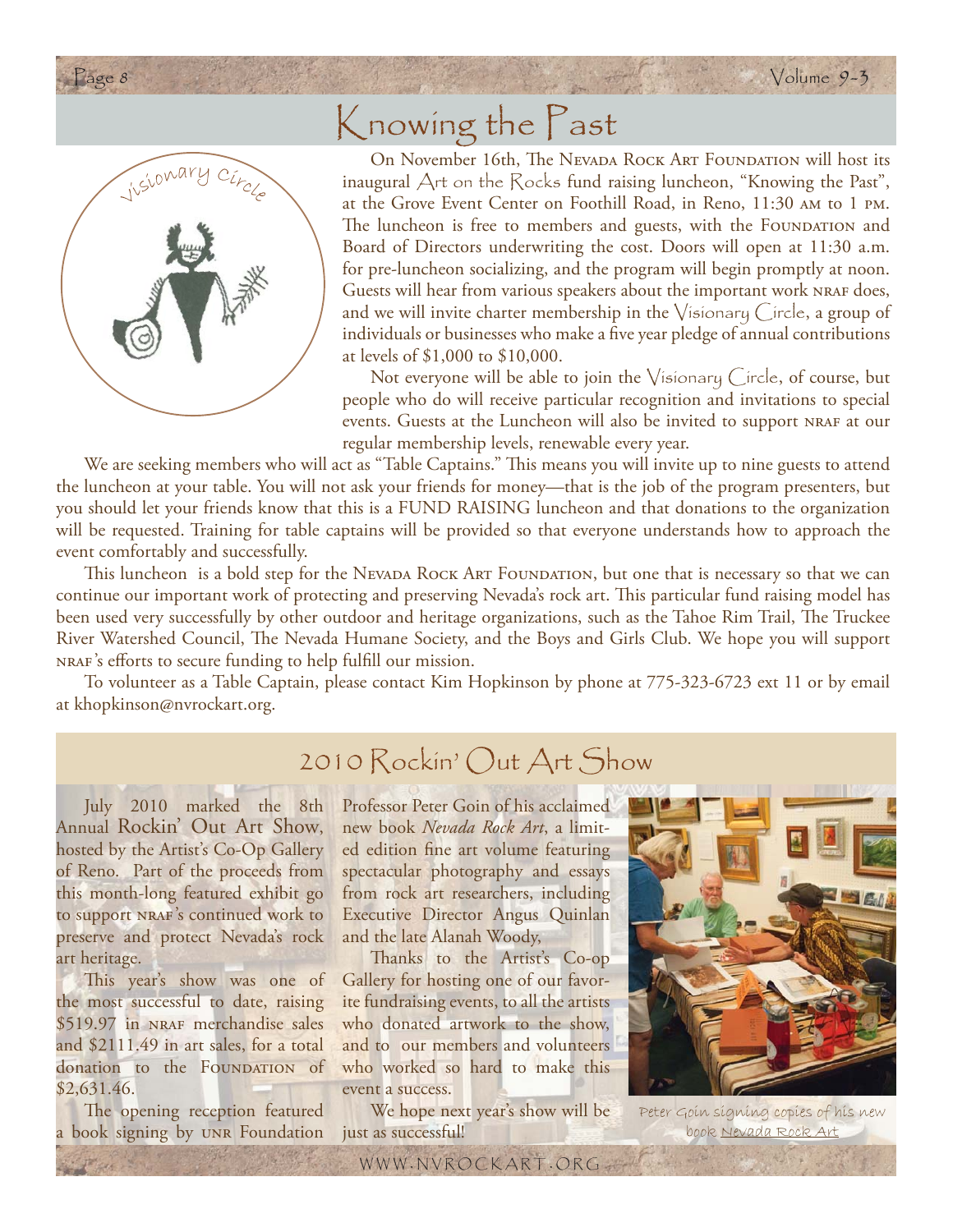# Knowing the Past

Visionary Circle

On November 16th, The Nevada Rock Art Foundation will host its inaugural Art on the Rocks fund raising luncheon, "Knowing the Past", at the Grove Event Center on Foothill Road, in Reno, 11:30 AM to 1 PM. The luncheon is free to members and guests, with the Foundation and Board of Directors underwriting the cost. Doors will open at 11:30 a.m. for pre-luncheon socializing, and the program will begin promptly at noon. Guests will hear from various speakers about the important work NRAF does, and we will invite charter membership in the Visionary Circle, a group of individuals or businesses who make a five year pledge of annual contributions at levels of $1,000 to $10,000.

Not everyone will be able to join the Visionary Circle, of course, but people who do will receive particular recognition and invitations to special events. Guests at the Luncheon will also be invited to support NRAF at our regular membership levels, renewable every year.

We are seeking members who will act as "Table Captains." This means you will invite up to nine guests to attend the luncheon at your table. You will not ask your friends for money—that is the job of the program presenters, but you should let your friends know that this is a FUND RAISING luncheon and that donations to the organization will be requested. Training for table captains will be provided so that everyone understands how to approach the event comfortably and successfully.

This luncheon is a bold step for the Nevada Rock Art Foundation, but one that is necessary so that we can continue our important work of protecting and preserving Nevada's rock art. This particular fund raising model has been used very successfully by other outdoor and heritage organizations, such as the Tahoe Rim Trail, The Truckee River Watershed Council, The Nevada Humane Society, and the Boys and Girls Club. We hope you will support NRAF's efforts to secure funding to help fulfill our mission.

To volunteer as a Table Captain, please contact Kim Hopkinson by phone at 775-323-6723 ext 11 or by email at khopkinson@nvrockart.org.

## 2010 Rockin' Out Art Show

July 2010 marked the 8th Annual Rockin' Out Art Show, hosted by the Artist's Co-Op Gallery of Reno. Part of the proceeds from this month-long featured exhibit go to support NRAF's continued work to preserve and protect Nevada's rock art heritage.

This year's show was one of the most successful to date, raising $519.97 in NRAF merchandise sales and $2111.49 in art sales, for a total donation to the Foundation of $2,631.46.

The opening reception featured a book signing by UNR Foundation Professor Peter Goin of his acclaimed new book *Nevada Rock Art*, a limited edition fine art volume featuring spectacular photography and essays from rock art researchers, including Executive Director Angus Quinlan and the late Alanah Woody,

Thanks to the Artist's Co-op Gallery for hosting one of our favorite fundraising events, to all the artists who donated artwork to the show, and to our members and volunteers who worked so hard to make this event a success.

We hope next year's show will be just as successful!

Peter Goin signing copies of his new book Nevada Rock Art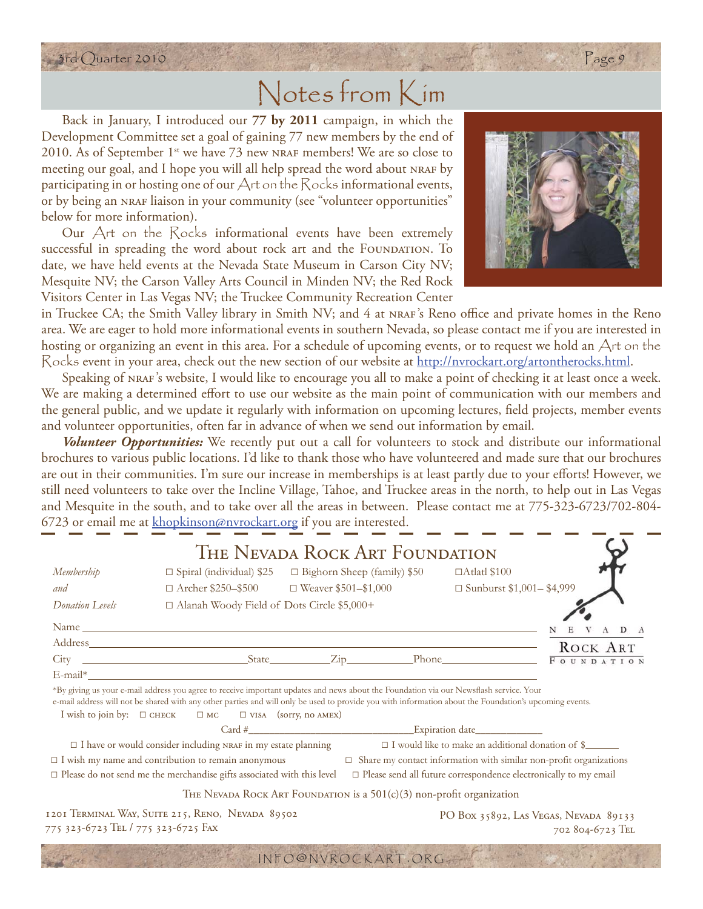# Notes from Kim

Back in January, I introduced our **77 by 2011** campaign, in which the Development Committee set a goal of gaining 77 new members by the end of 2010. As of September 1st we have 73 new NRAF members! We are so close to meeting our goal, and I hope you will all help spread the word about NRAF by participating in or hosting one of our Art on the Rocks informational events, or by being an NRAF liaison in your community (see "volunteer opportunities" below for more information).

Our Art on the Rocks informational events have been extremely successful in spreading the word about rock art and the Foundation. To date, we have held events at the Nevada State Museum in Carson City NV; Mesquite NV; the Carson Valley Arts Council in Minden NV; the Red Rock Visitors Center in Las Vegas NV; the Truckee Community Recreation Center in Truckee CA; the Smith Valley library in Smith NV; and 4 at NRAF's Reno office and private homes in the Reno area. We are eager to hold more informational events in southern Nevada, so please contact me if you are interested in hosting or organizing an event in this area. For a schedule of upcoming events, or to request we hold an Art on the Rocks event in your area, check out the new section of our website at http://nvrockart.org/artontherocks.html.

Speaking of NRAF's website, I would like to encourage you all to make a point of checking it at least once a week. We are making a determined effort to use our website as the main point of communication with our members and the general public, and we update it regularly with information on upcoming lectures, field projects, member events and volunteer opportunities, often far in advance of when we send out information by email.

***Volunteer Opportunities:*** We recently put out a call for volunteers to stock and distribute our informational brochures to various public locations. I'd like to thank those who have volunteered and made sure that our brochures are out in their communities. I'm sure our increase in memberships is at least partly due to your efforts! However, we still need volunteers to take over the Incline Village, Tahoe, and Truckee areas in the north, to help out in Las Vegas and Mesquite in the south, and to take over all the areas in between. Please contact me at 775-323-6723/702-804-6723 or email me at khopkinson@nvrockart.org if you are interested.

## The Nevada Rock Art Foundation

*Membership and Donation Levels*

- ☐ Spiral (individual) $25
- ☐ Bighorn Sheep (family) $50
- ☐ Atlatl $100
- ☐ Archer $250–$500
- ☐ Weaver $501–$1,000
- ☐ Sunburst $1,001– $4,999
- ☐ Alanah Woody Field of Dots Circle $5,000+

Name ____________________

Address ____________________

City ____________ State ________ Zip ________ Phone ____________

E-mail* ____________________

*By giving us your e-mail address you agree to receive important updates and news about the Foundation via our Newsflash service. Your e-mail address will not be shared with any other parties and will only be used to provide you with information about the Foundation's upcoming events.

I wish to join by: ☐ CHECK ☐ MC ☐ VISA (sorry, no AMEX)

Card # ____________________ Expiration date ____________

- ☐ I have or would consider including NRAF in my estate planning
- ☐ I would like to make an additional donation of $______
- ☐ I wish my name and contribution to remain anonymous
- ☐ Share my contact information with similar non-profit organizations
- ☐ Please do not send me the merchandise gifts associated with this level
- ☐ Please send all future correspondence electronically to my email

The Nevada Rock Art Foundation is a 501(c)(3) non-profit organization

1201 Terminal Way, Suite 215, Reno, Nevada 89502
775 323-6723 Tel / 775 323-6725 Fax

PO Box 35892, Las Vegas, Nevada 89133
702 804-6723 Tel

INFO@NVROCKART.ORG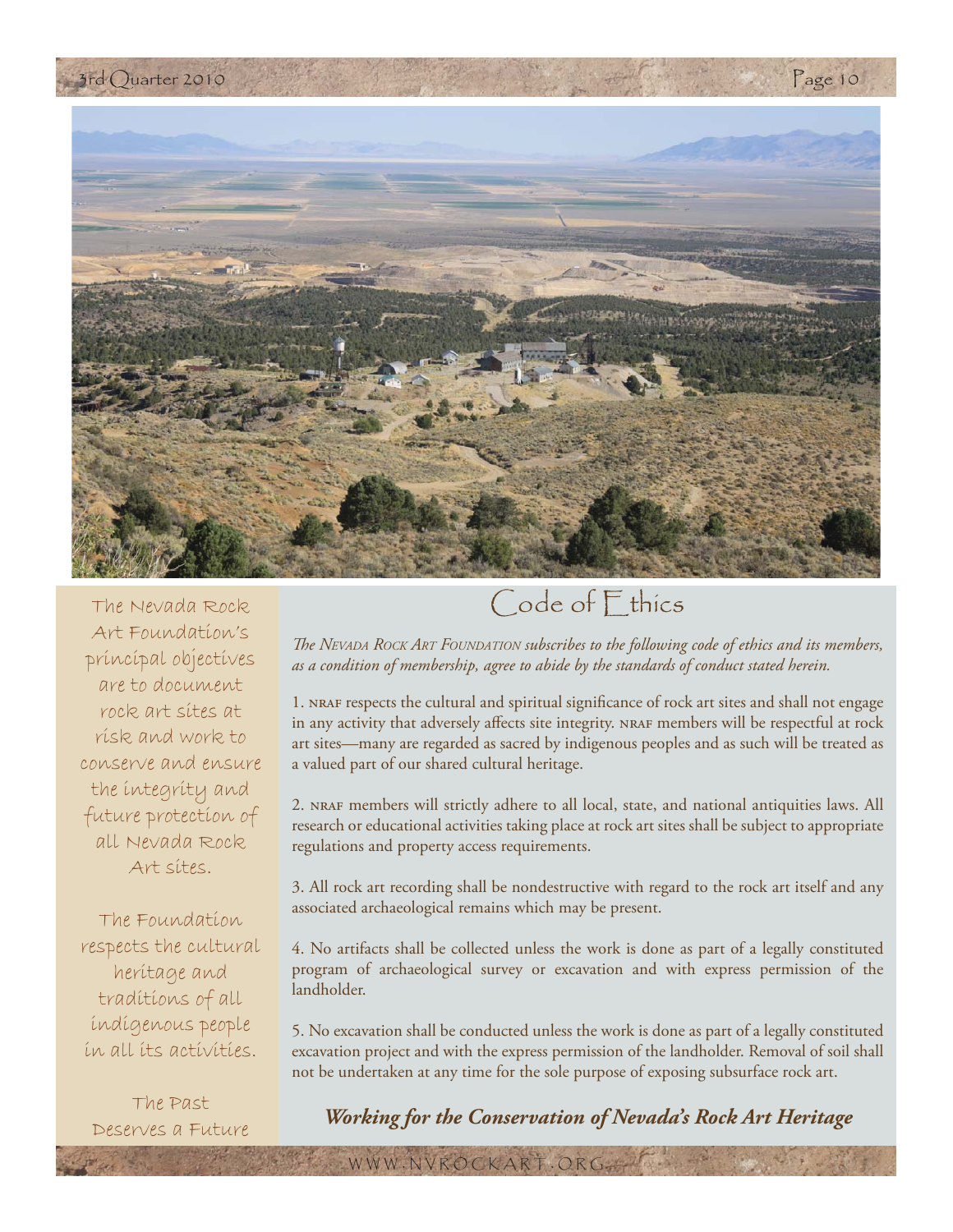The Nevada Rock Art Foundation's principal objectives are to document rock art sites at risk and work to conserve and ensure the integrity and future protection of all Nevada Rock Art sites.

The Foundation respects the cultural heritage and traditions of all indigenous people in all its activities.

The Past Deserves a Future

# Code of Ethics

*The Nevada Rock Art Foundation subscribes to the following code of ethics and its members, as a condition of membership, agree to abide by the standards of conduct stated herein.*

1. NRAF respects the cultural and spiritual significance of rock art sites and shall not engage in any activity that adversely affects site integrity. NRAF members will be respectful at rock art sites—many are regarded as sacred by indigenous peoples and as such will be treated as a valued part of our shared cultural heritage.

2. NRAF members will strictly adhere to all local, state, and national antiquities laws. All research or educational activities taking place at rock art sites shall be subject to appropriate regulations and property access requirements.

3. All rock art recording shall be nondestructive with regard to the rock art itself and any associated archaeological remains which may be present.

4. No artifacts shall be collected unless the work is done as part of a legally constituted program of archaeological survey or excavation and with express permission of the landholder.

5. No excavation shall be conducted unless the work is done as part of a legally constituted excavation project and with the express permission of the landholder. Removal of soil shall not be undertaken at any time for the sole purpose of exposing subsurface rock art.

***Working for the Conservation of Nevada's Rock Art Heritage***

WWW.NVROCKART.ORG